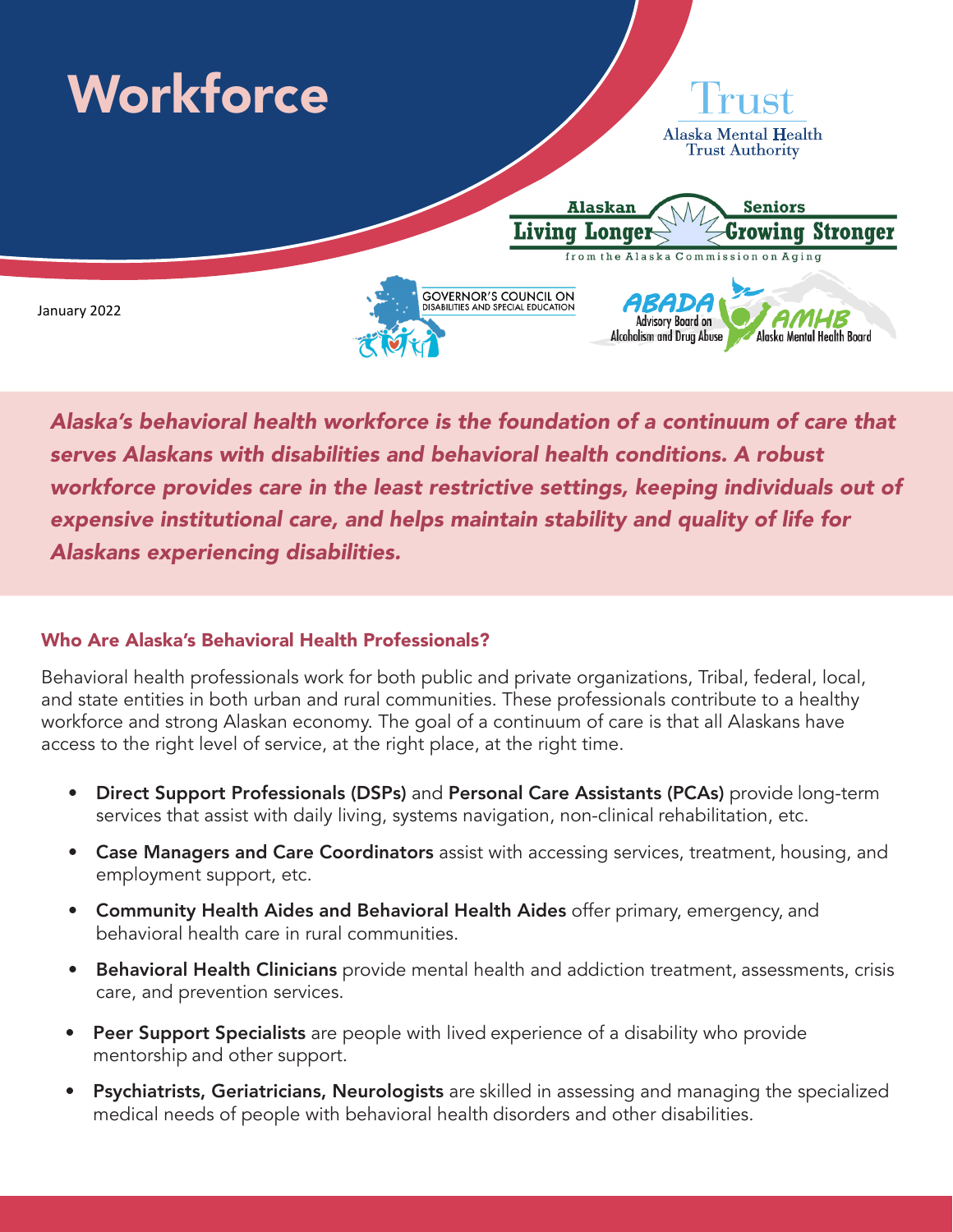# Workforce

January 2022

*Alaska's behavioral health workforce is the foundation of a continuum of care that serves Alaskans with disabilities and behavioral health conditions. A robust workforce provides care in the least restrictive settings, keeping individuals out of expensive institutional care, and helps maintain stability and quality of life for Alaskans experiencing disabilities.*

## Who Are Alaska's Behavioral Health Professionals?

Behavioral health professionals work for both public and private organizations, Tribal, federal, local, and state entities in both urban and rural communities. These professionals contribute to a healthy workforce and strong Alaskan economy. The goal of a continuum of care is that all Alaskans have access to the right level of service, at the right place, at the right time.

- **Direct Support Professionals (DSPs)** and **Personal Care Assistants (PCAs)** provide long-term services that assist with daily living, systems navigation, non-clinical rehabilitation, etc.
- **Case Managers and Care Coordinators** assist with accessing services, treatment, housing, and employment support, etc.
- **Community Health Aides and Behavioral Health Aides** offer primary, emergency, and behavioral health care in rural communities.
- **Behavioral Health Clinicians** provide mental health and addiction treatment, assessments, crisis care, and prevention services.
- **Peer Support Specialists** are people with lived experience of a disability who provide mentorship and other support.
- **Psychiatrists, Geriatricians, Neurologists** are skilled in assessing and managing the specialized medical needs of people with behavioral health disorders and other disabilities.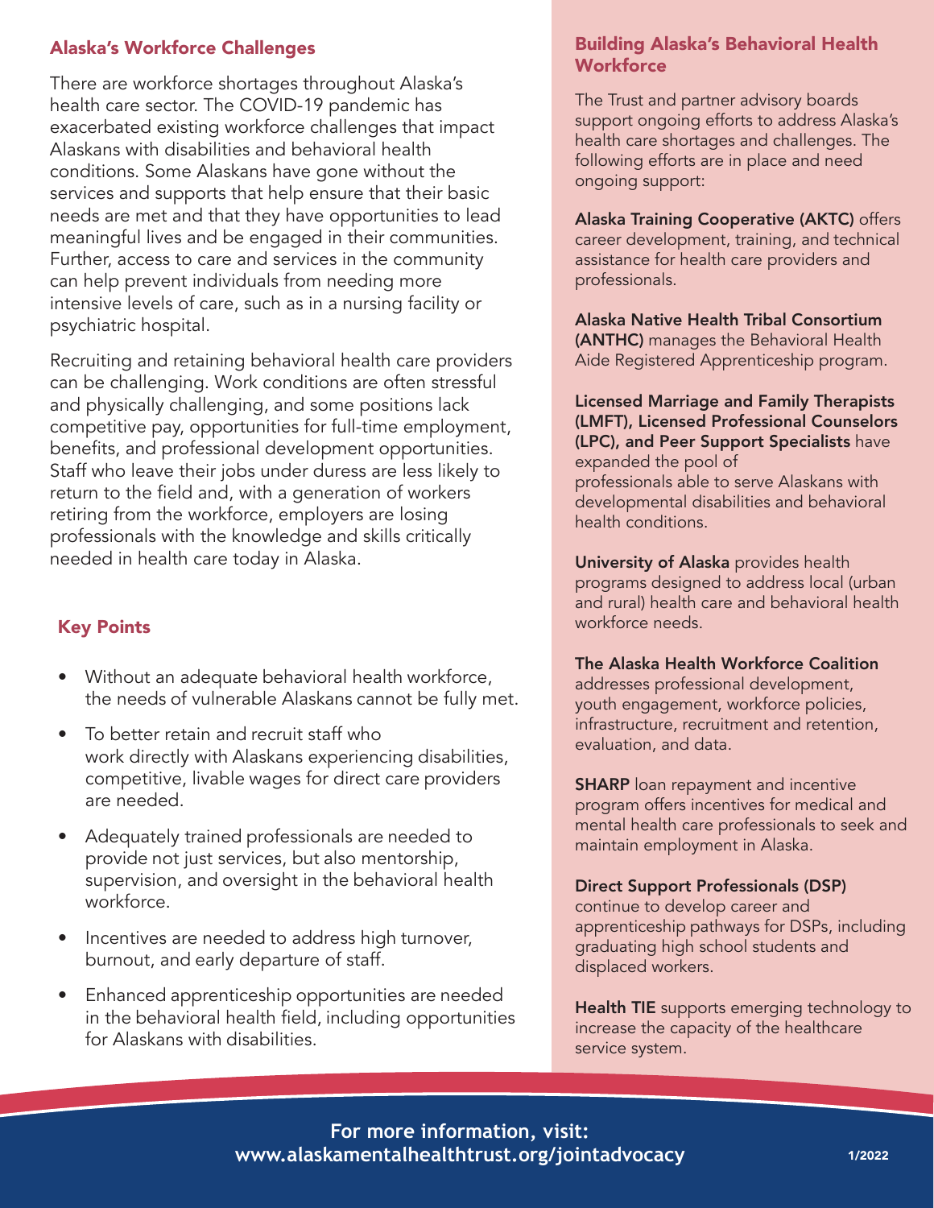## Alaska's Workforce Challenges

There are workforce shortages throughout Alaska's health care sector. The COVID-19 pandemic has exacerbated existing workforce challenges that impact Alaskans with disabilities and behavioral health conditions. Some Alaskans have gone without the services and supports that help ensure that their basic needs are met and that they have opportunities to lead meaningful lives and be engaged in their communities. Further, access to care and services in the community can help prevent individuals from needing more intensive levels of care, such as in a nursing facility or psychiatric hospital.

Recruiting and retaining behavioral health care providers can be challenging. Work conditions are often stressful and physically challenging, and some positions lack competitive pay, opportunities for full-time employment, benefits, and professional development opportunities. Staff who leave their jobs under duress are less likely to return to the field and, with a generation of workers retiring from the workforce, employers are losing professionals with the knowledge and skills critically needed in health care today in Alaska.

## Key Points

- Without an adequate behavioral health workforce, the needs of vulnerable Alaskans cannot be fully met.
- To better retain and recruit staff who work directly with Alaskans experiencing disabilities, competitive, livable wages for direct care providers are needed.
- Adequately trained professionals are needed to provide not just services, but also mentorship, supervision, and oversight in the behavioral health workforce.
- Incentives are needed to address high turnover, burnout, and early departure of staff.
- Enhanced apprenticeship opportunities are needed in the behavioral health field, including opportunities for Alaskans with disabilities.

## Building Alaska's Behavioral Health Workforce

The Trust and partner advisory boards support ongoing efforts to address Alaska's health care shortages and challenges. The following efforts are in place and need ongoing support:

**Alaska Training Cooperative (AKTC)** offers career development, training, and technical assistance for health care providers and professionals.

**Alaska Native Health Tribal Consortium (ANTHC)** manages the Behavioral Health Aide Registered Apprenticeship program.

**Licensed Marriage and Family Therapists (LMFT), Licensed Professional Counselors (LPC), and Peer Support Specialists** have expanded the pool of professionals able to serve Alaskans with developmental disabilities and behavioral health conditions.

**University of Alaska** provides health programs designed to address local (urban and rural) health care and behavioral health workforce needs.

**The Alaska Health Workforce Coalition** addresses professional development, youth engagement, workforce policies, infrastructure, recruitment and retention, evaluation, and data.

**SHARP** loan repayment and incentive program offers incentives for medical and mental health care professionals to seek and maintain employment in Alaska.

**Direct Support Professionals (DSP)** continue to develop career and apprenticeship pathways for DSPs, including graduating high school students and displaced workers.

**Health TIE** supports emerging technology to increase the capacity of the healthcare service system.

**For more information, visit: www.alaskamentalhealthtrust.org/jointadvocacy**

1/2022